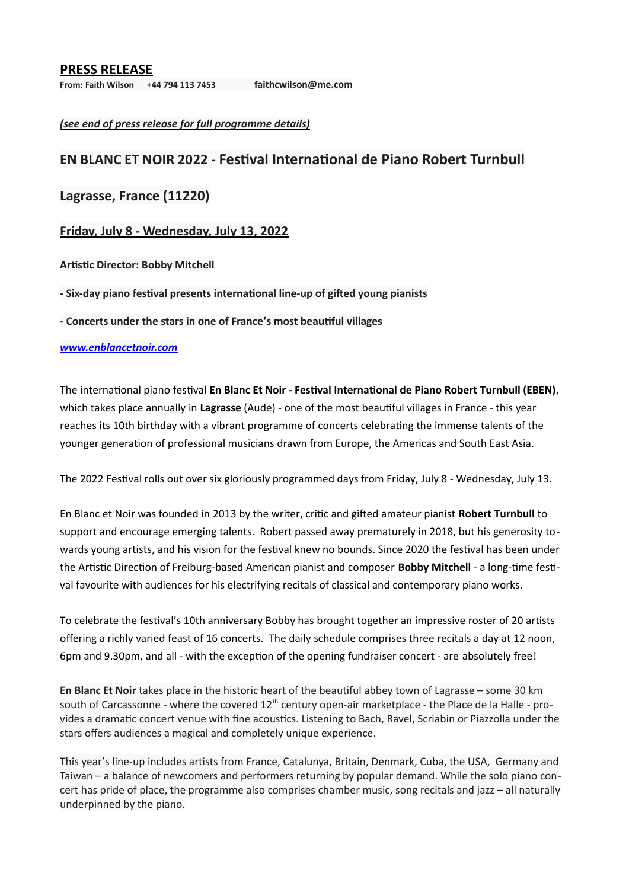## PRESS RELEASE

**From: Faith Wilson  +44 794 113 7453  faithcwilson@me.com**

*(see end of press release for full programme details)*

## EN BLANC ET NOIR 2022 - Festival International de Piano Robert Turnbull

## Lagrasse, France (11220)

## Friday, July 8 - Wednesday, July 13, 2022

**Artistic Director: Bobby Mitchell**

**- Six-day piano festival presents international line-up of gifted young pianists**

**- Concerts under the stars in one of France's most beautiful villages**

***www.enblancetnoir.com***

The international piano festival **En Blanc Et Noir - Festival International de Piano Robert Turnbull (EBEN)**, which takes place annually in **Lagrasse** (Aude) - one of the most beautiful villages in France - this year reaches its 10th birthday with a vibrant programme of concerts celebrating the immense talents of the younger generation of professional musicians drawn from Europe, the Americas and South East Asia.

The 2022 Festival rolls out over six gloriously programmed days from Friday, July 8 - Wednesday, July 13.

En Blanc et Noir was founded in 2013 by the writer, critic and gifted amateur pianist **Robert Turnbull** to support and encourage emerging talents. Robert passed away prematurely in 2018, but his generosity towards young artists, and his vision for the festival knew no bounds. Since 2020 the festival has been under the Artistic Direction of Freiburg-based American pianist and composer **Bobby Mitchell** - a long-time festival favourite with audiences for his electrifying recitals of classical and contemporary piano works.

To celebrate the festival's 10th anniversary Bobby has brought together an impressive roster of 20 artists offering a richly varied feast of 16 concerts. The daily schedule comprises three recitals a day at 12 noon, 6pm and 9.30pm, and all - with the exception of the opening fundraiser concert - are absolutely free!

**En Blanc Et Noir** takes place in the historic heart of the beautiful abbey town of Lagrasse – some 30 km south of Carcassonne - where the covered 12th century open-air marketplace - the Place de la Halle - provides a dramatic concert venue with fine acoustics. Listening to Bach, Ravel, Scriabin or Piazzolla under the stars offers audiences a magical and completely unique experience.

This year's line-up includes artists from France, Catalunya, Britain, Denmark, Cuba, the USA, Germany and Taiwan – a balance of newcomers and performers returning by popular demand. While the solo piano concert has pride of place, the programme also comprises chamber music, song recitals and jazz – all naturally underpinned by the piano.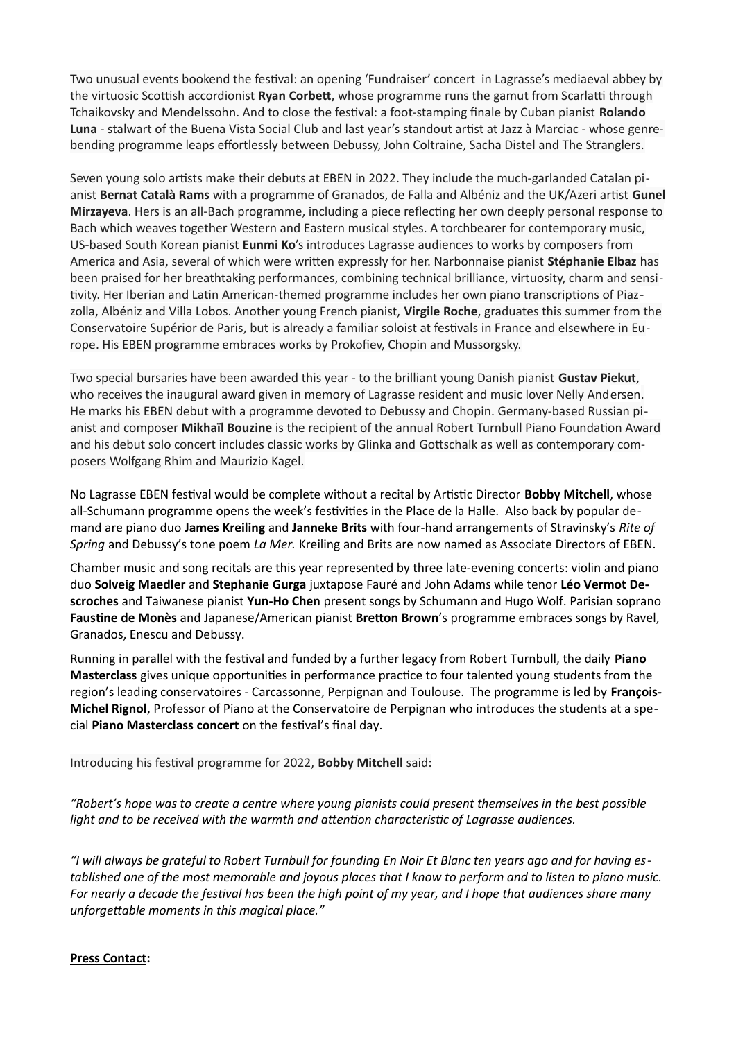Two unusual events bookend the festival: an opening 'Fundraiser' concert in Lagrasse's mediaeval abbey by the virtuosic Scottish accordionist **Ryan Corbett**, whose programme runs the gamut from Scarlatti through Tchaikovsky and Mendelssohn. And to close the festival: a foot-stamping finale by Cuban pianist **Rolando Luna** - stalwart of the Buena Vista Social Club and last year's standout artist at Jazz à Marciac - whose genre-bending programme leaps effortlessly between Debussy, John Coltraine, Sacha Distel and The Stranglers.

Seven young solo artists make their debuts at EBEN in 2022. They include the much-garlanded Catalan pianist **Bernat Català Rams** with a programme of Granados, de Falla and Albéniz and the UK/Azeri artist **Gunel Mirzayeva**. Hers is an all-Bach programme, including a piece reflecting her own deeply personal response to Bach which weaves together Western and Eastern musical styles. A torchbearer for contemporary music, US-based South Korean pianist **Eunmi Ko**'s introduces Lagrasse audiences to works by composers from America and Asia, several of which were written expressly for her. Narbonnaise pianist **Stéphanie Elbaz** has been praised for her breathtaking performances, combining technical brilliance, virtuosity, charm and sensitivity. Her Iberian and Latin American-themed programme includes her own piano transcriptions of Piazzolla, Albéniz and Villa Lobos. Another young French pianist, **Virgile Roche**, graduates this summer from the Conservatoire Supérior de Paris, but is already a familiar soloist at festivals in France and elsewhere in Europe. His EBEN programme embraces works by Prokofiev, Chopin and Mussorgsky.

Two special bursaries have been awarded this year - to the brilliant young Danish pianist **Gustav Piekut**, who receives the inaugural award given in memory of Lagrasse resident and music lover Nelly Andersen. He marks his EBEN debut with a programme devoted to Debussy and Chopin. Germany-based Russian pianist and composer **Mikhaïl Bouzine** is the recipient of the annual Robert Turnbull Piano Foundation Award and his debut solo concert includes classic works by Glinka and Gottschalk as well as contemporary composers Wolfgang Rhim and Maurizio Kagel.

No Lagrasse EBEN festival would be complete without a recital by Artistic Director **Bobby Mitchell**, whose all-Schumann programme opens the week's festivities in the Place de la Halle. Also back by popular demand are piano duo **James Kreiling** and **Janneke Brits** with four-hand arrangements of Stravinsky's *Rite of Spring* and Debussy's tone poem *La Mer.* Kreiling and Brits are now named as Associate Directors of EBEN.

Chamber music and song recitals are this year represented by three late-evening concerts: violin and piano duo **Solveig Maedler** and **Stephanie Gurga** juxtapose Fauré and John Adams while tenor **Léo Vermot Descroches** and Taiwanese pianist **Yun-Ho Chen** present songs by Schumann and Hugo Wolf. Parisian soprano **Faustine de Monès** and Japanese/American pianist **Bretton Brown**'s programme embraces songs by Ravel, Granados, Enescu and Debussy.

Running in parallel with the festival and funded by a further legacy from Robert Turnbull, the daily **Piano Masterclass** gives unique opportunities in performance practice to four talented young students from the region's leading conservatoires - Carcassonne, Perpignan and Toulouse. The programme is led by **François-Michel Rignol**, Professor of Piano at the Conservatoire de Perpignan who introduces the students at a special **Piano Masterclass concert** on the festival's final day.

Introducing his festival programme for 2022, **Bobby Mitchell** said:

*"Robert's hope was to create a centre where young pianists could present themselves in the best possible light and to be received with the warmth and attention characteristic of Lagrasse audiences.*

*"I will always be grateful to Robert Turnbull for founding En Noir Et Blanc ten years ago and for having established one of the most memorable and joyous places that I know to perform and to listen to piano music. For nearly a decade the festival has been the high point of my year, and I hope that audiences share many unforgettable moments in this magical place."*

**Press Contact:**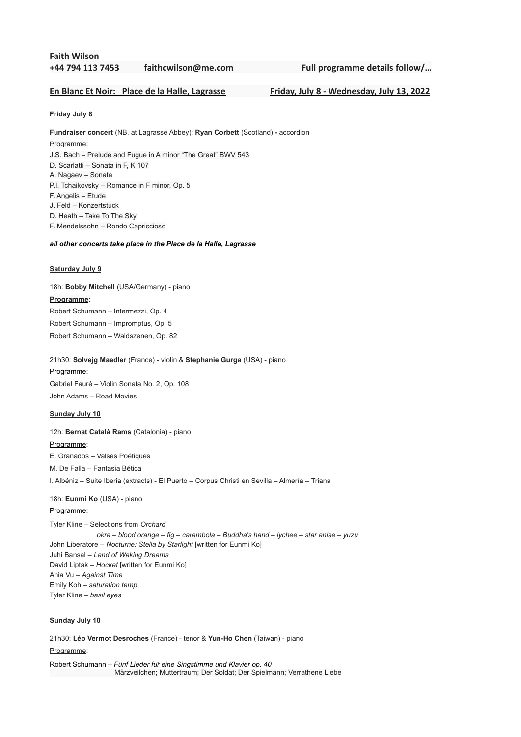**Faith Wilson**

**+44 794 113 7453** **faithcwilson@me.com** **Full programme details follow/…**

**En Blanc Et Noir: Place de la Halle, Lagrasse** **Friday, July 8 - Wednesday, July 13, 2022**

**Friday July 8**

**Fundraiser concert** (NB. at Lagrasse Abbey): **Ryan Corbett** (Scotland) **-** accordion

Programme:

J.S. Bach – Prelude and Fugue in A minor "The Great" BWV 543
D. Scarlatti – Sonata in F, K 107
A. Nagaev – Sonata
P.I. Tchaikovsky – Romance in F minor, Op. 5
F. Angelis – Etude
J. Feld – Konzertstuck
D. Heath – Take To The Sky
F. Mendelssohn – Rondo Capriccioso

***all other concerts take place in the Place de la Halle, Lagrasse***

**Saturday July 9**

18h: **Bobby Mitchell** (USA/Germany) - piano

**Programme:**

Robert Schumann – Intermezzi, Op. 4
Robert Schumann – Impromptus, Op. 5
Robert Schumann – Waldszenen, Op. 82

21h30: **Solvejg Maedler** (France) - violin & **Stephanie Gurga** (USA) - piano

Programme:

Gabriel Fauré – Violin Sonata No. 2, Op. 108
John Adams – Road Movies

**Sunday July 10**

12h: **Bernat Català Rams** (Catalonia) - piano

Programme:

E. Granados – Valses Poétiques
M. De Falla – Fantasia Bética
I. Albéniz – Suite Iberia (extracts) - El Puerto – Corpus Christi en Sevilla – Almería – Triana

18h: **Eunmi Ko** (USA) - piano

Programme:

Tyler Kline – Selections from *Orchard*
*okra – blood orange – fig – carambola – Buddha's hand – lychee – star anise – yuzu*
John Liberatore – *Nocturne: Stella by Starlight* [written for Eunmi Ko]
Juhi Bansal – *Land of Waking Dreams*
David Liptak – *Hocket* [written for Eunmi Ko]
Ania Vu – *Against Time*
Emily Koh – *saturation temp*
Tyler Kline – *basil eyes*

**Sunday July 10**

21h30: **Léo Vermot Desroches** (France) - tenor & **Yun-Ho Chen** (Taiwan) - piano

Programme:

Robert Schumann – *Fünf Lieder für eine Singstimme und Klavier op. 40*
Märzveilchen; Muttertraum; Der Soldat; Der Spielmann; Verrathene Liebe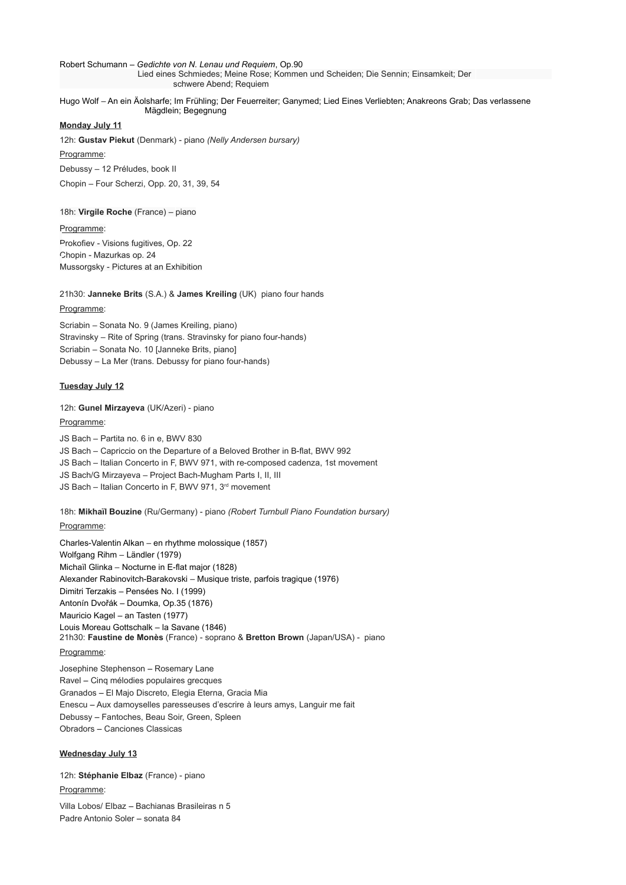Robert Schumann – *Gedichte von N. Lenau und Requiem*, Op.90
Lied eines Schmiedes; Meine Rose; Kommen und Scheiden; Die Sennin; Einsamkeit; Der schwere Abend; Requiem

Hugo Wolf – An ein Äolsharfe; Im Frühling; Der Feuerreiter; Ganymed; Lied Eines Verliebten; Anakreons Grab; Das verlassene Mägdlein; Begegnung

**Monday July 11**

12h: **Gustav Piekut** (Denmark) - piano *(Nelly Andersen bursary)*

Programme:

Debussy – 12 Préludes, book II

Chopin – Four Scherzi, Opp. 20, 31, 39, 54

18h: **Virgile Roche** (France) – piano

Programme:

Prokofiev - Visions fugitives, Op. 22
Chopin - Mazurkas op. 24
Mussorgsky - Pictures at an Exhibition

21h30: **Janneke Brits** (S.A.) & **James Kreiling** (UK) piano four hands

Programme:

Scriabin – Sonata No. 9 (James Kreiling, piano)
Stravinsky – Rite of Spring (trans. Stravinsky for piano four-hands)
Scriabin – Sonata No. 10 [Janneke Brits, piano]
Debussy – La Mer (trans. Debussy for piano four-hands)

**Tuesday July 12**

12h: **Gunel Mirzayeva** (UK/Azeri) - piano

Programme:

JS Bach – Partita no. 6 in e, BWV 830
JS Bach – Capriccio on the Departure of a Beloved Brother in B-flat, BWV 992
JS Bach – Italian Concerto in F, BWV 971, with re-composed cadenza, 1st movement
JS Bach/G Mirzayeva – Project Bach-Mugham Parts I, II, III
JS Bach – Italian Concerto in F, BWV 971, 3rd movement

18h: **Mikhaïl Bouzine** (Ru/Germany) - piano *(Robert Turnbull Piano Foundation bursary)*

Programme:

Charles-Valentin Alkan – en rhythme molossique (1857)
Wolfgang Rihm – Ländler (1979)
Michaïl Glinka – Nocturne in E-flat major (1828)
Alexander Rabinovitch-Barakovski – Musique triste, parfois tragique (1976)
Dimitri Terzakis – Pensées No. I (1999)
Antonín Dvořák – Doumka, Op.35 (1876)
Mauricio Kagel – an Tasten (1977)
Louis Moreau Gottschalk – la Savane (1846)

21h30: **Faustine de Monès** (France) - soprano & **Bretton Brown** (Japan/USA) - piano

Programme:

Josephine Stephenson – Rosemary Lane
Ravel – Cinq mélodies populaires grecques
Granados – El Majo Discreto, Elegia Eterna, Gracia Mia
Enescu – Aux damoyselles paresseuses d'escrire à leurs amys, Languir me fait
Debussy – Fantoches, Beau Soir, Green, Spleen
Obradors – Canciones Classicas

**Wednesday July 13**

12h: **Stéphanie Elbaz** (France) - piano

Programme:

Villa Lobos/ Elbaz – Bachianas Brasileiras n 5
Padre Antonio Soler – sonata 84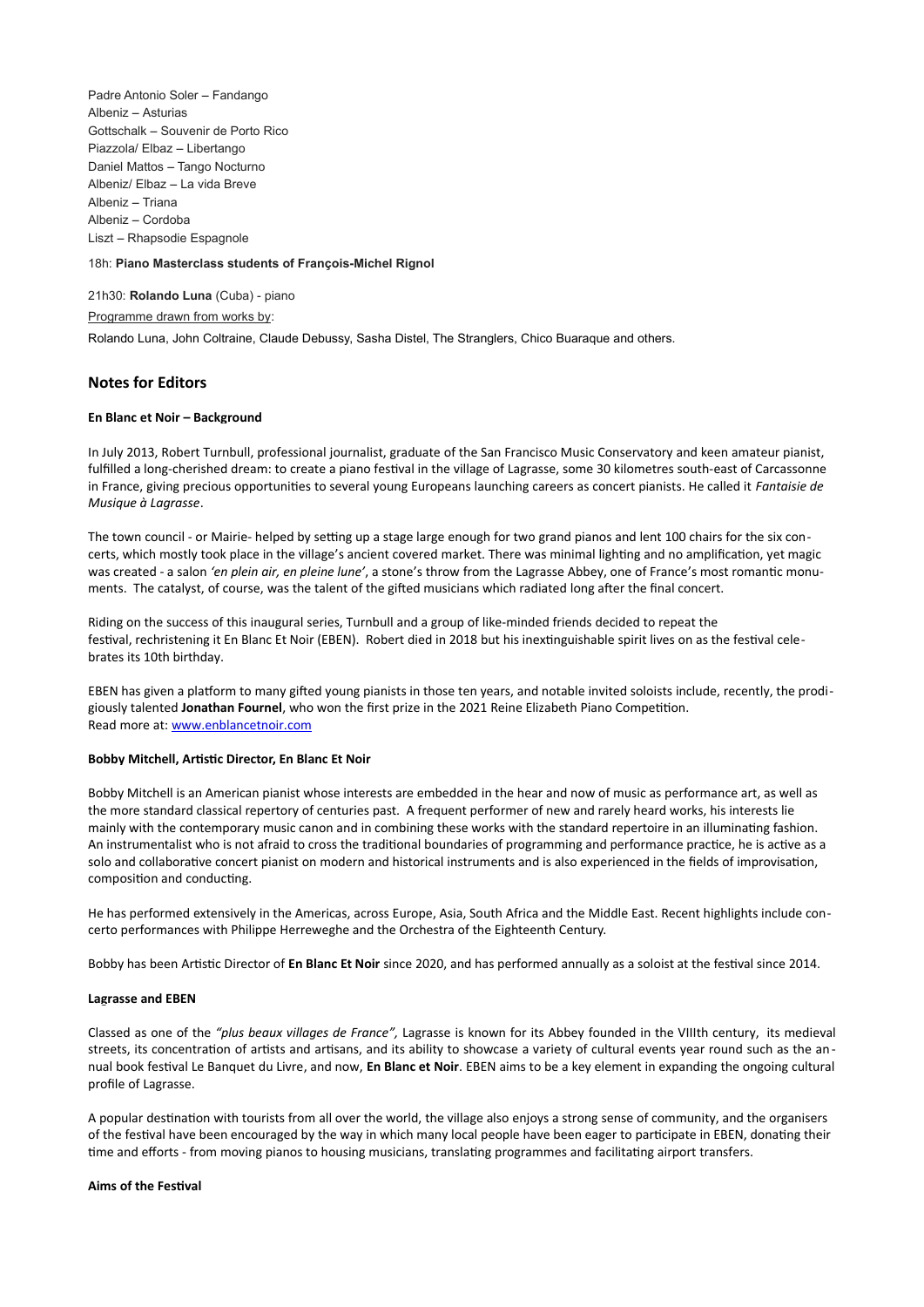Padre Antonio Soler – Fandango
Albeniz – Asturias
Gottschalk – Souvenir de Porto Rico
Piazzola/ Elbaz – Libertango
Daniel Mattos – Tango Nocturno
Albeniz/ Elbaz – La vida Breve
Albeniz – Triana
Albeniz – Cordoba
Liszt – Rhapsodie Espagnole

18h: **Piano Masterclass students of François-Michel Rignol**

21h30: **Rolando Luna** (Cuba) - piano

Programme drawn from works by:

Rolando Luna, John Coltraine, Claude Debussy, Sasha Distel, The Stranglers, Chico Buaraque and others.

## Notes for Editors

**En Blanc et Noir – Background**

In July 2013, Robert Turnbull, professional journalist, graduate of the San Francisco Music Conservatory and keen amateur pianist, fulfilled a long-cherished dream: to create a piano festival in the village of Lagrasse, some 30 kilometres south-east of Carcassonne in France, giving precious opportunities to several young Europeans launching careers as concert pianists. He called it *Fantaisie de Musique à Lagrasse*.

The town council - or Mairie- helped by setting up a stage large enough for two grand pianos and lent 100 chairs for the six concerts, which mostly took place in the village's ancient covered market. There was minimal lighting and no amplification, yet magic was created - a salon *'en plein air, en pleine lune'*, a stone's throw from the Lagrasse Abbey, one of France's most romantic monuments. The catalyst, of course, was the talent of the gifted musicians which radiated long after the final concert.

Riding on the success of this inaugural series, Turnbull and a group of like-minded friends decided to repeat the festival, rechristening it En Blanc Et Noir (EBEN). Robert died in 2018 but his inextinguishable spirit lives on as the festival celebrates its 10th birthday.

EBEN has given a platform to many gifted young pianists in those ten years, and notable invited soloists include, recently, the prodigiously talented **Jonathan Fournel**, who won the first prize in the 2021 Reine Elizabeth Piano Competition.
Read more at: www.enblancetnoir.com

**Bobby Mitchell, Artistic Director, En Blanc Et Noir**

Bobby Mitchell is an American pianist whose interests are embedded in the hear and now of music as performance art, as well as the more standard classical repertory of centuries past. A frequent performer of new and rarely heard works, his interests lie mainly with the contemporary music canon and in combining these works with the standard repertoire in an illuminating fashion. An instrumentalist who is not afraid to cross the traditional boundaries of programming and performance practice, he is active as a solo and collaborative concert pianist on modern and historical instruments and is also experienced in the fields of improvisation, composition and conducting.

He has performed extensively in the Americas, across Europe, Asia, South Africa and the Middle East. Recent highlights include concerto performances with Philippe Herreweghe and the Orchestra of the Eighteenth Century.

Bobby has been Artistic Director of **En Blanc Et Noir** since 2020, and has performed annually as a soloist at the festival since 2014.

**Lagrasse and EBEN**

Classed as one of the *"plus beaux villages de France",* Lagrasse is known for its Abbey founded in the VIIIth century, its medieval streets, its concentration of artists and artisans, and its ability to showcase a variety of cultural events year round such as the annual book festival Le Banquet du Livre, and now, **En Blanc et Noir**. EBEN aims to be a key element in expanding the ongoing cultural profile of Lagrasse.

A popular destination with tourists from all over the world, the village also enjoys a strong sense of community, and the organisers of the festival have been encouraged by the way in which many local people have been eager to participate in EBEN, donating their time and efforts - from moving pianos to housing musicians, translating programmes and facilitating airport transfers.

**Aims of the Festival**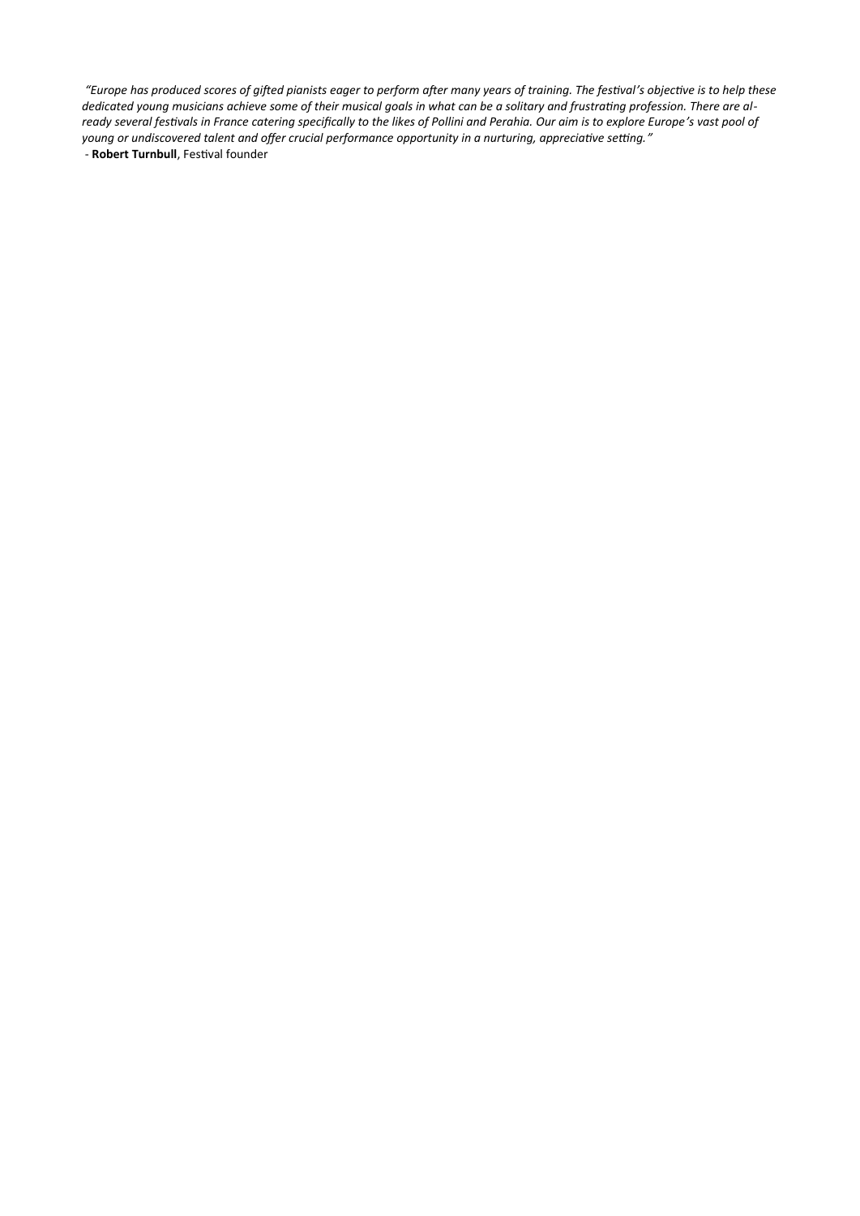*"Europe has produced scores of gifted pianists eager to perform after many years of training. The festival's objective is to help these dedicated young musicians achieve some of their musical goals in what can be a solitary and frustrating profession. There are already several festivals in France catering specifically to the likes of Pollini and Perahia. Our aim is to explore Europe's vast pool of young or undiscovered talent and offer crucial performance opportunity in a nurturing, appreciative setting."*

\- **Robert Turnbull**, Festival founder